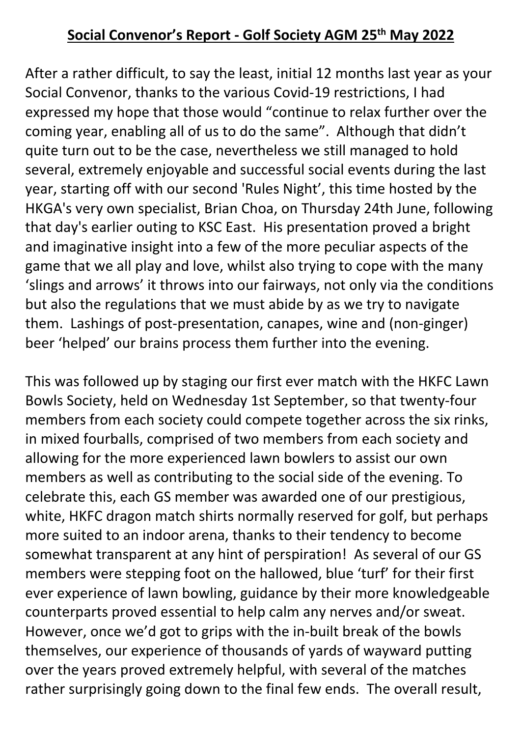# Social Convenor's Report - Golf Society AGM 25th May 2022

After a rather difficult, to say the least, initial 12 months last year as your Social Convenor, thanks to the various Covid-19 restrictions, I had expressed my hope that those would "continue to relax further over the coming year, enabling all of us to do the same". Although that didn't quite turn out to be the case, nevertheless we still managed to hold several, extremely enjoyable and successful social events during the last year, starting off with our second 'Rules Night', this time hosted by the HKGA's very own specialist, Brian Choa, on Thursday 24th June, following that day's earlier outing to KSC East. His presentation proved a bright and imaginative insight into a few of the more peculiar aspects of the game that we all play and love, whilst also trying to cope with the many 'slings and arrows' it throws into our fairways, not only via the conditions but also the regulations that we must abide by as we try to navigate them. Lashings of post-presentation, canapes, wine and (non-ginger) beer 'helped' our brains process them further into the evening.

This was followed up by staging our first ever match with the HKFC Lawn Bowls Society, held on Wednesday 1st September, so that twenty-four members from each society could compete together across the six rinks, in mixed fourballs, comprised of two members from each society and allowing for the more experienced lawn bowlers to assist our own members as well as contributing to the social side of the evening. To celebrate this, each GS member was awarded one of our prestigious, white, HKFC dragon match shirts normally reserved for golf, but perhaps more suited to an indoor arena, thanks to their tendency to become somewhat transparent at any hint of perspiration! As several of our GS members were stepping foot on the hallowed, blue 'turf' for their first ever experience of lawn bowling, guidance by their more knowledgeable counterparts proved essential to help calm any nerves and/or sweat. However, once we'd got to grips with the in-built break of the bowls themselves, our experience of thousands of yards of wayward putting over the years proved extremely helpful, with several of the matches rather surprisingly going down to the final few ends. The overall result,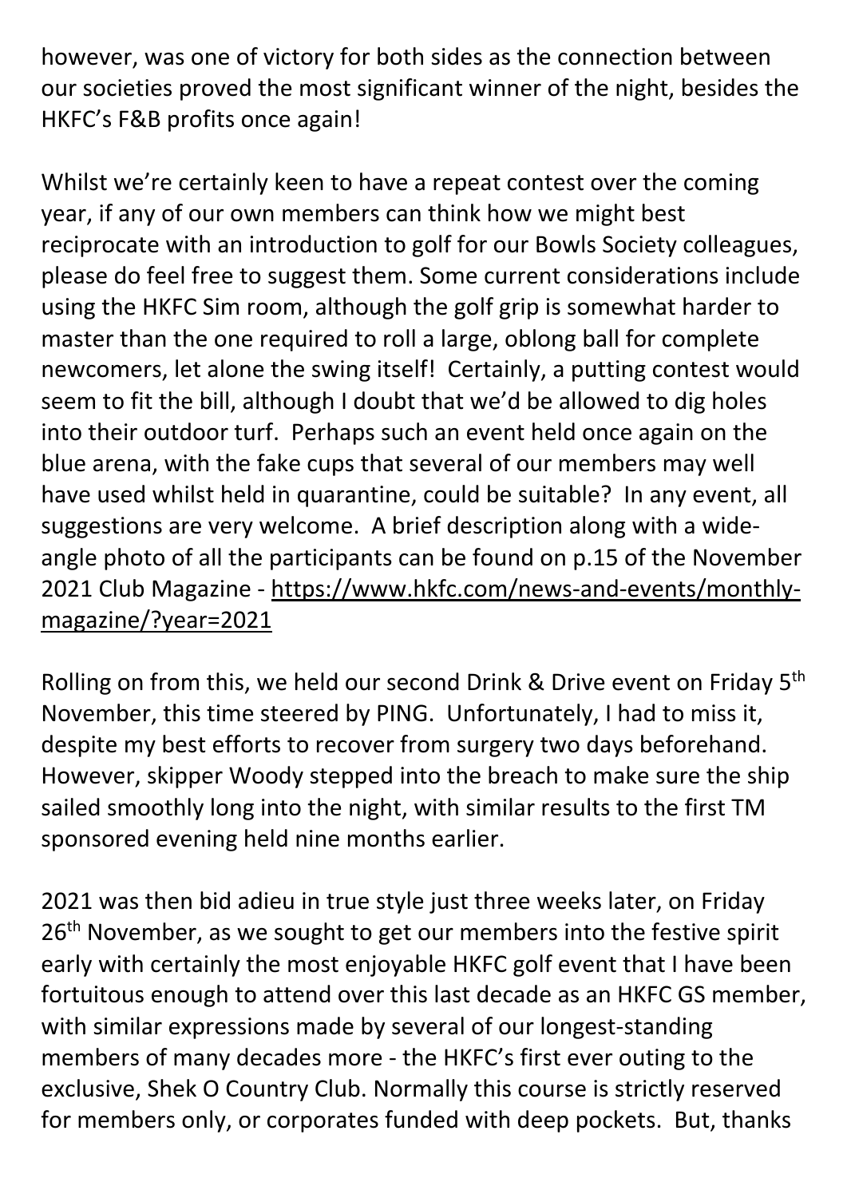however, was one of victory for both sides as the connection between our societies proved the most significant winner of the night, besides the HKFC's F&B profits once again!

Whilst we're certainly keen to have a repeat contest over the coming year, if any of our own members can think how we might best reciprocate with an introduction to golf for our Bowls Society colleagues, please do feel free to suggest them. Some current considerations include using the HKFC Sim room, although the golf grip is somewhat harder to master than the one required to roll a large, oblong ball for complete newcomers, let alone the swing itself! Certainly, a putting contest would seem to fit the bill, although I doubt that we'd be allowed to dig holes into their outdoor turf. Perhaps such an event held once again on the blue arena, with the fake cups that several of our members may well have used whilst held in quarantine, could be suitable? In any event, all suggestions are very welcome. A brief description along with a wide-angle photo of all the participants can be found on p.15 of the November 2021 Club Magazine - [https://www.hkfc.com/news-and-events/monthly-magazine/?year=2021](https://www.hkfc.com/news-and-events/monthly-magazine/?year=2021)

Rolling on from this, we held our second Drink & Drive event on Friday 5th November, this time steered by PING. Unfortunately, I had to miss it, despite my best efforts to recover from surgery two days beforehand. However, skipper Woody stepped into the breach to make sure the ship sailed smoothly long into the night, with similar results to the first TM sponsored evening held nine months earlier.

2021 was then bid adieu in true style just three weeks later, on Friday 26th November, as we sought to get our members into the festive spirit early with certainly the most enjoyable HKFC golf event that I have been fortuitous enough to attend over this last decade as an HKFC GS member, with similar expressions made by several of our longest-standing members of many decades more - the HKFC's first ever outing to the exclusive, Shek O Country Club. Normally this course is strictly reserved for members only, or corporates funded with deep pockets. But, thanks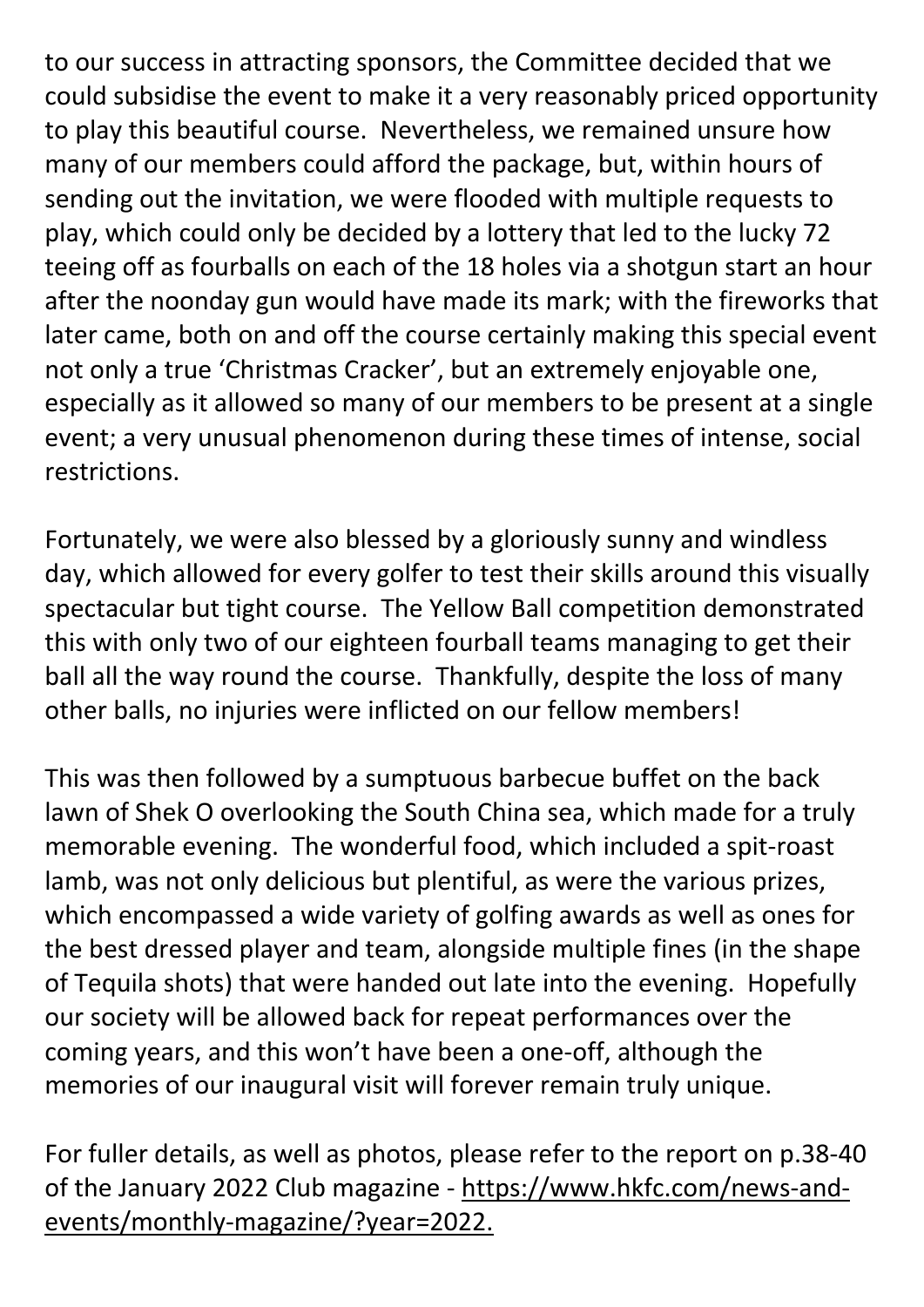to our success in attracting sponsors, the Committee decided that we could subsidise the event to make it a very reasonably priced opportunity to play this beautiful course. Nevertheless, we remained unsure how many of our members could afford the package, but, within hours of sending out the invitation, we were flooded with multiple requests to play, which could only be decided by a lottery that led to the lucky 72 teeing off as fourballs on each of the 18 holes via a shotgun start an hour after the noonday gun would have made its mark; with the fireworks that later came, both on and off the course certainly making this special event not only a true 'Christmas Cracker', but an extremely enjoyable one, especially as it allowed so many of our members to be present at a single event; a very unusual phenomenon during these times of intense, social restrictions.

Fortunately, we were also blessed by a gloriously sunny and windless day, which allowed for every golfer to test their skills around this visually spectacular but tight course. The Yellow Ball competition demonstrated this with only two of our eighteen fourball teams managing to get their ball all the way round the course. Thankfully, despite the loss of many other balls, no injuries were inflicted on our fellow members!

This was then followed by a sumptuous barbecue buffet on the back lawn of Shek O overlooking the South China sea, which made for a truly memorable evening. The wonderful food, which included a spit-roast lamb, was not only delicious but plentiful, as were the various prizes, which encompassed a wide variety of golfing awards as well as ones for the best dressed player and team, alongside multiple fines (in the shape of Tequila shots) that were handed out late into the evening. Hopefully our society will be allowed back for repeat performances over the coming years, and this won't have been a one-off, although the memories of our inaugural visit will forever remain truly unique.

For fuller details, as well as photos, please refer to the report on p.38-40 of the January 2022 Club magazine - [https://www.hkfc.com/news-and-events/monthly-magazine/?year=2022.](https://www.hkfc.com/news-and-events/monthly-magazine/?year=2022)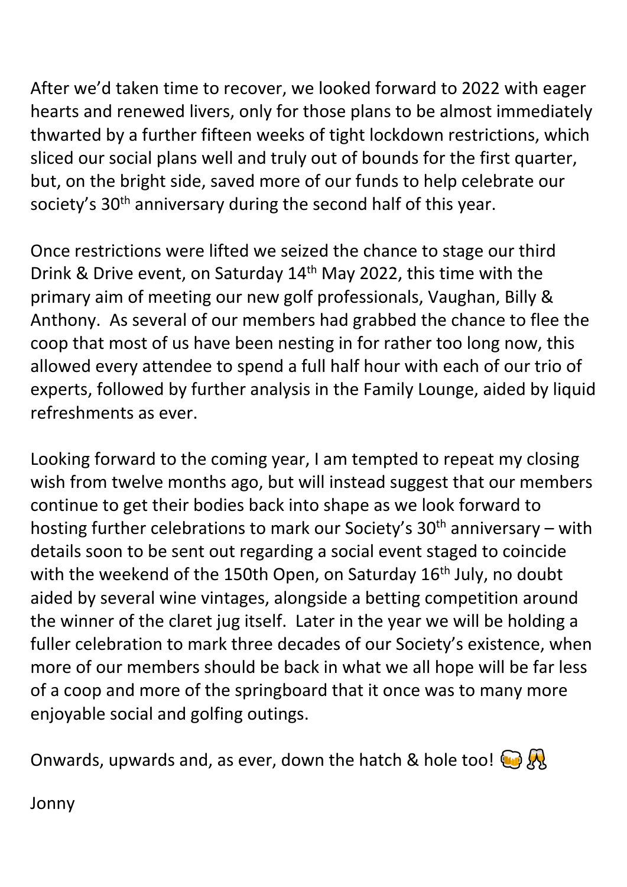After we'd taken time to recover, we looked forward to 2022 with eager hearts and renewed livers, only for those plans to be almost immediately thwarted by a further fifteen weeks of tight lockdown restrictions, which sliced our social plans well and truly out of bounds for the first quarter, but, on the bright side, saved more of our funds to help celebrate our society's 30th anniversary during the second half of this year.

Once restrictions were lifted we seized the chance to stage our third Drink & Drive event, on Saturday 14th May 2022, this time with the primary aim of meeting our new golf professionals, Vaughan, Billy & Anthony. As several of our members had grabbed the chance to flee the coop that most of us have been nesting in for rather too long now, this allowed every attendee to spend a full half hour with each of our trio of experts, followed by further analysis in the Family Lounge, aided by liquid refreshments as ever.

Looking forward to the coming year, I am tempted to repeat my closing wish from twelve months ago, but will instead suggest that our members continue to get their bodies back into shape as we look forward to hosting further celebrations to mark our Society's 30th anniversary – with details soon to be sent out regarding a social event staged to coincide with the weekend of the 150th Open, on Saturday 16th July, no doubt aided by several wine vintages, alongside a betting competition around the winner of the claret jug itself. Later in the year we will be holding a fuller celebration to mark three decades of our Society's existence, when more of our members should be back in what we all hope will be far less of a coop and more of the springboard that it once was to many more enjoyable social and golfing outings.

Onwards, upwards and, as ever, down the hatch & hole too! 🍻🥂

Jonny